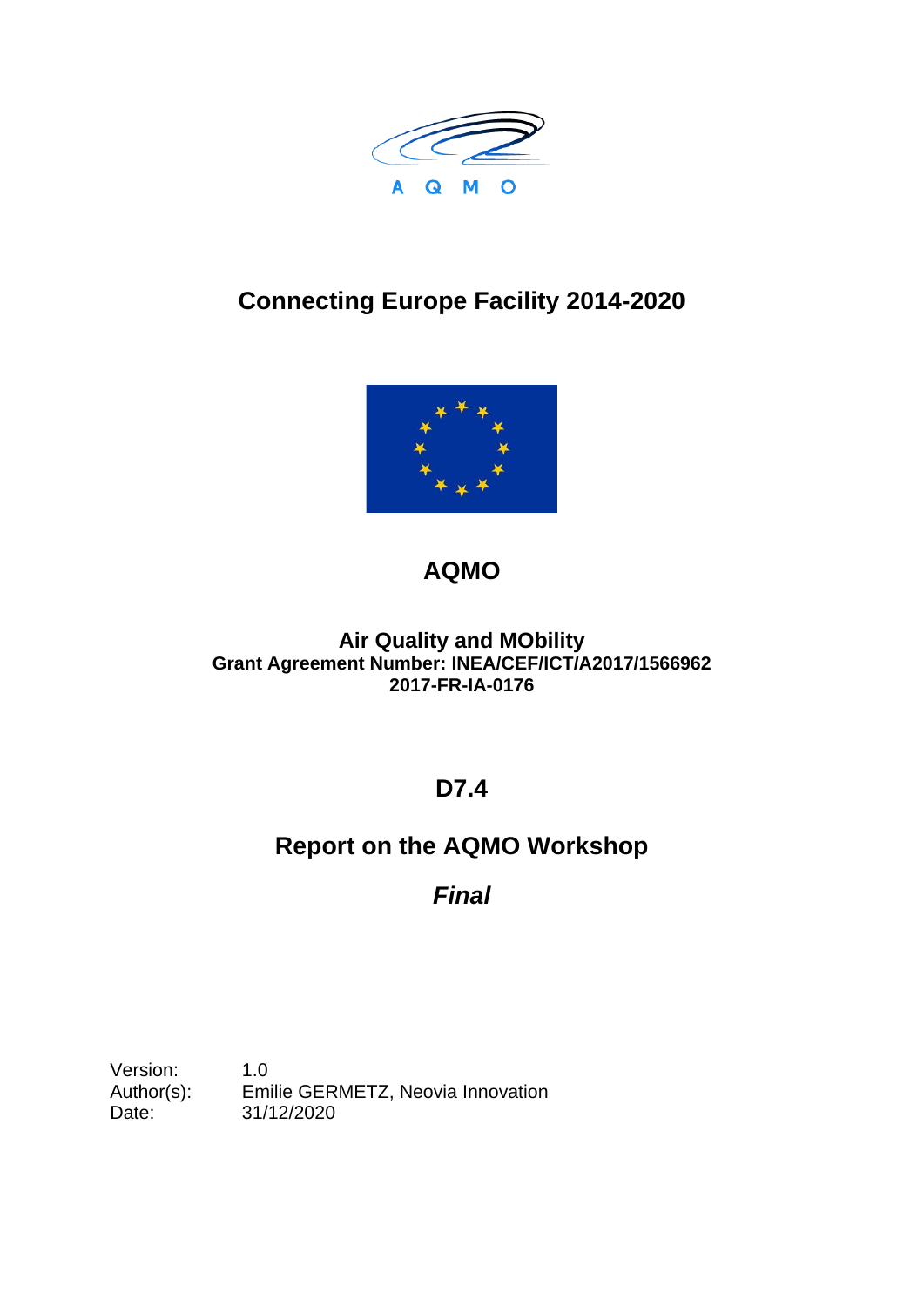A Q M O

# Connecting Europe Facility 2014-2020

# AQMO

**Air Quality and MObility**
**Grant Agreement Number: INEA/CEF/ICT/A2017/1566962**
**2017-FR-IA-0176**

# D7.4

# Report on the AQMO Workshop

## *Final*

Version: 1.0
Author(s): Emilie GERMETZ, Neovia Innovation
Date: 31/12/2020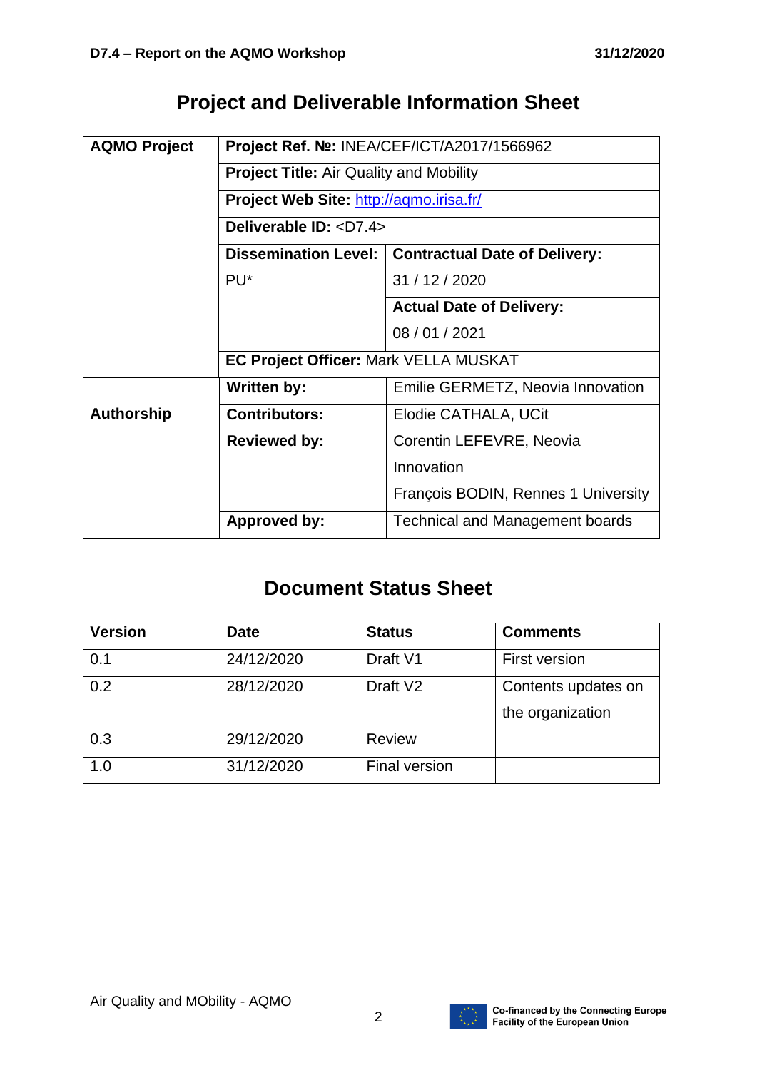# Project and Deliverable Information Sheet

| AQMO Project | **Project Ref. №:** INEA/CEF/ICT/A2017/1566962 | |
|---|---|---|
| | **Project Title:** Air Quality and Mobility | |
| | **Project Web Site:** http://aqmo.irisa.fr/ | |
| | **Deliverable ID:** <D7.4> | |
| | **Dissemination Level:** PU* | **Contractual Date of Delivery:** 31 / 12 / 2020 |
| | | **Actual Date of Delivery:** 08 / 01 / 2021 |
| | **EC Project Officer:** Mark VELLA MUSKAT | |
| **Authorship** | **Written by:** | Emilie GERMETZ, Neovia Innovation |
| | **Contributors:** | Elodie CATHALA, UCit |
| | **Reviewed by:** | Corentin LEFEVRE, Neovia Innovation<br>François BODIN, Rennes 1 University |
| | **Approved by:** | Technical and Management boards |

# Document Status Sheet

| Version | Date | Status | Comments |
|---|---|---|---|
| 0.1 | 24/12/2020 | Draft V1 | First version |
| 0.2 | 28/12/2020 | Draft V2 | Contents updates on the organization |
| 0.3 | 29/12/2020 | Review | |
| 1.0 | 31/12/2020 | Final version | |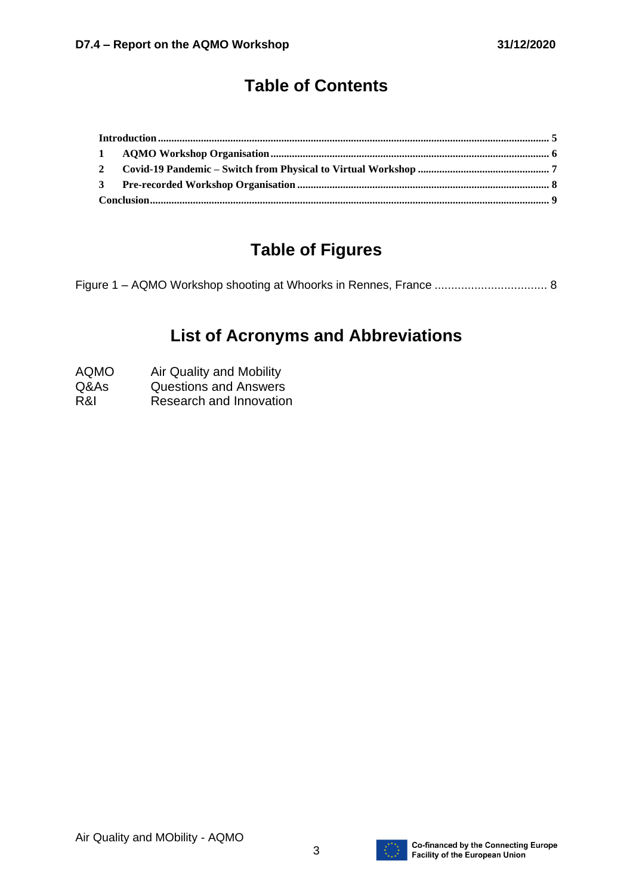# Table of Contents

Introduction ..................................................................................... 5
1 AQMO Workshop Organisation ..................................................................... 6
2 Covid-19 Pandemic – Switch from Physical to Virtual Workshop ..................................................................... 7
3 Pre-recorded Workshop Organisation ..................................................................... 8
Conclusion ..................................................................................... 9

# Table of Figures

Figure 1 – AQMO Workshop shooting at Whoorks in Rennes, France ..................................................................... 8

# List of Acronyms and Abbreviations

| | |
|---|---|
| AQMO | Air Quality and Mobility |
| Q&As | Questions and Answers |
| R&I | Research and Innovation |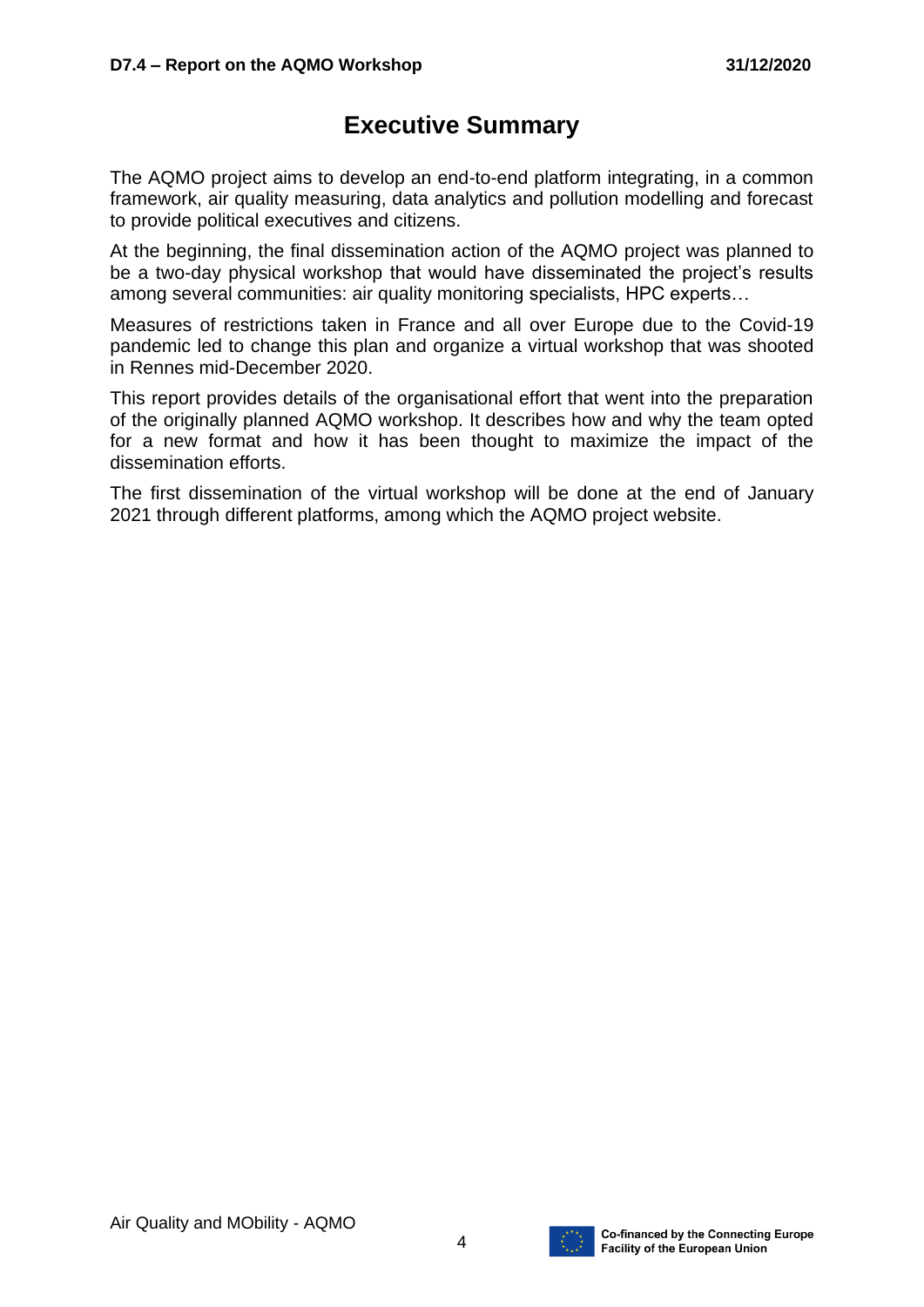# Executive Summary

The AQMO project aims to develop an end-to-end platform integrating, in a common framework, air quality measuring, data analytics and pollution modelling and forecast to provide political executives and citizens.

At the beginning, the final dissemination action of the AQMO project was planned to be a two-day physical workshop that would have disseminated the project's results among several communities: air quality monitoring specialists, HPC experts…

Measures of restrictions taken in France and all over Europe due to the Covid-19 pandemic led to change this plan and organize a virtual workshop that was shooted in Rennes mid-December 2020.

This report provides details of the organisational effort that went into the preparation of the originally planned AQMO workshop. It describes how and why the team opted for a new format and how it has been thought to maximize the impact of the dissemination efforts.

The first dissemination of the virtual workshop will be done at the end of January 2021 through different platforms, among which the AQMO project website.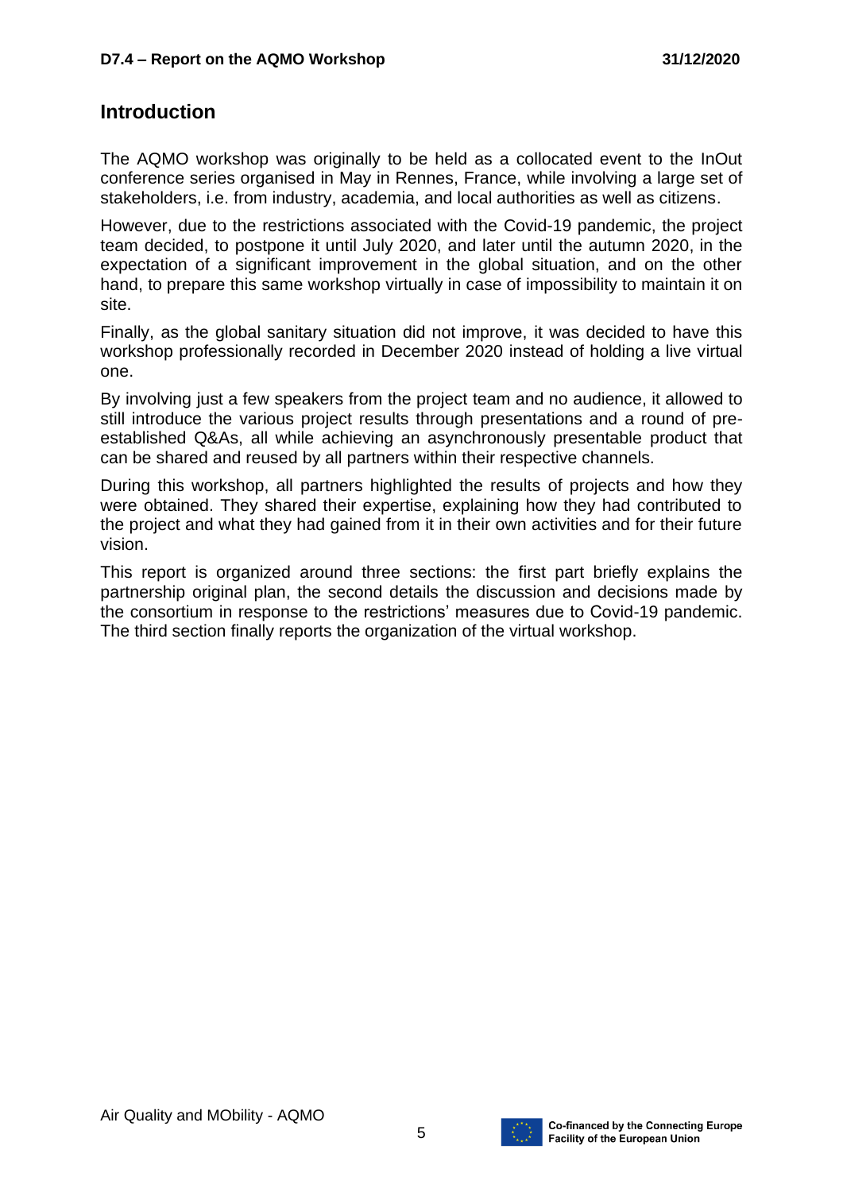## Introduction

The AQMO workshop was originally to be held as a collocated event to the InOut conference series organised in May in Rennes, France, while involving a large set of stakeholders, i.e. from industry, academia, and local authorities as well as citizens.

However, due to the restrictions associated with the Covid-19 pandemic, the project team decided, to postpone it until July 2020, and later until the autumn 2020, in the expectation of a significant improvement in the global situation, and on the other hand, to prepare this same workshop virtually in case of impossibility to maintain it on site.

Finally, as the global sanitary situation did not improve, it was decided to have this workshop professionally recorded in December 2020 instead of holding a live virtual one.

By involving just a few speakers from the project team and no audience, it allowed to still introduce the various project results through presentations and a round of pre-established Q&As, all while achieving an asynchronously presentable product that can be shared and reused by all partners within their respective channels.

During this workshop, all partners highlighted the results of projects and how they were obtained. They shared their expertise, explaining how they had contributed to the project and what they had gained from it in their own activities and for their future vision.

This report is organized around three sections: the first part briefly explains the partnership original plan, the second details the discussion and decisions made by the consortium in response to the restrictions' measures due to Covid-19 pandemic. The third section finally reports the organization of the virtual workshop.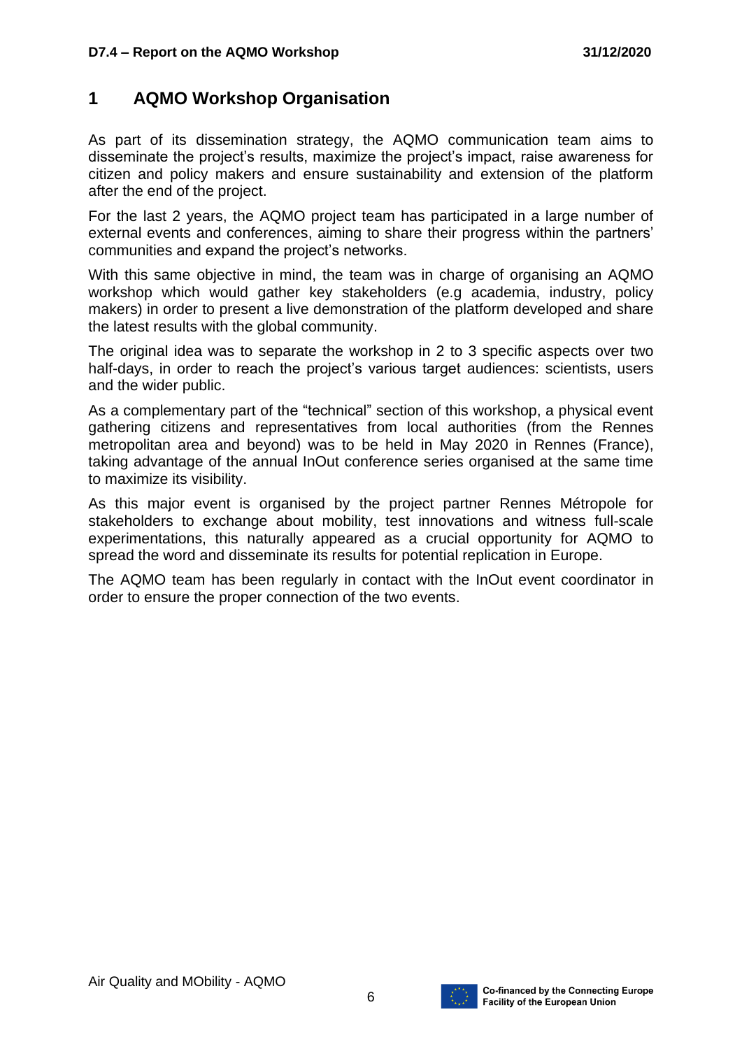# 1 AQMO Workshop Organisation

As part of its dissemination strategy, the AQMO communication team aims to disseminate the project's results, maximize the project's impact, raise awareness for citizen and policy makers and ensure sustainability and extension of the platform after the end of the project.

For the last 2 years, the AQMO project team has participated in a large number of external events and conferences, aiming to share their progress within the partners' communities and expand the project's networks.

With this same objective in mind, the team was in charge of organising an AQMO workshop which would gather key stakeholders (e.g academia, industry, policy makers) in order to present a live demonstration of the platform developed and share the latest results with the global community.

The original idea was to separate the workshop in 2 to 3 specific aspects over two half-days, in order to reach the project's various target audiences: scientists, users and the wider public.

As a complementary part of the "technical" section of this workshop, a physical event gathering citizens and representatives from local authorities (from the Rennes metropolitan area and beyond) was to be held in May 2020 in Rennes (France), taking advantage of the annual InOut conference series organised at the same time to maximize its visibility.

As this major event is organised by the project partner Rennes Métropole for stakeholders to exchange about mobility, test innovations and witness full-scale experimentations, this naturally appeared as a crucial opportunity for AQMO to spread the word and disseminate its results for potential replication in Europe.

The AQMO team has been regularly in contact with the InOut event coordinator in order to ensure the proper connection of the two events.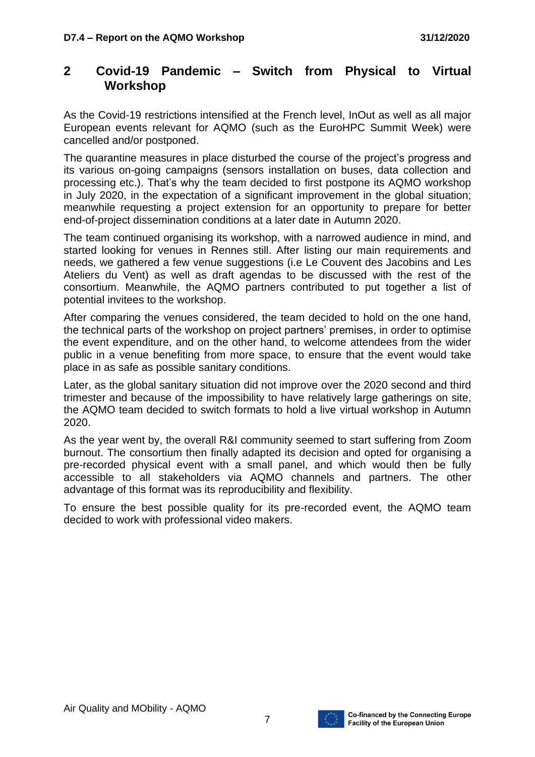## 2 Covid-19 Pandemic – Switch from Physical to Virtual Workshop

As the Covid-19 restrictions intensified at the French level, InOut as well as all major European events relevant for AQMO (such as the EuroHPC Summit Week) were cancelled and/or postponed.

The quarantine measures in place disturbed the course of the project's progress and its various on-going campaigns (sensors installation on buses, data collection and processing etc.). That's why the team decided to first postpone its AQMO workshop in July 2020, in the expectation of a significant improvement in the global situation; meanwhile requesting a project extension for an opportunity to prepare for better end-of-project dissemination conditions at a later date in Autumn 2020.

The team continued organising its workshop, with a narrowed audience in mind, and started looking for venues in Rennes still. After listing our main requirements and needs, we gathered a few venue suggestions (i.e Le Couvent des Jacobins and Les Ateliers du Vent) as well as draft agendas to be discussed with the rest of the consortium. Meanwhile, the AQMO partners contributed to put together a list of potential invitees to the workshop.

After comparing the venues considered, the team decided to hold on the one hand, the technical parts of the workshop on project partners' premises, in order to optimise the event expenditure, and on the other hand, to welcome attendees from the wider public in a venue benefiting from more space, to ensure that the event would take place in as safe as possible sanitary conditions.

Later, as the global sanitary situation did not improve over the 2020 second and third trimester and because of the impossibility to have relatively large gatherings on site, the AQMO team decided to switch formats to hold a live virtual workshop in Autumn 2020.

As the year went by, the overall R&I community seemed to start suffering from Zoom burnout. The consortium then finally adapted its decision and opted for organising a pre-recorded physical event with a small panel, and which would then be fully accessible to all stakeholders via AQMO channels and partners. The other advantage of this format was its reproducibility and flexibility.

To ensure the best possible quality for its pre-recorded event, the AQMO team decided to work with professional video makers.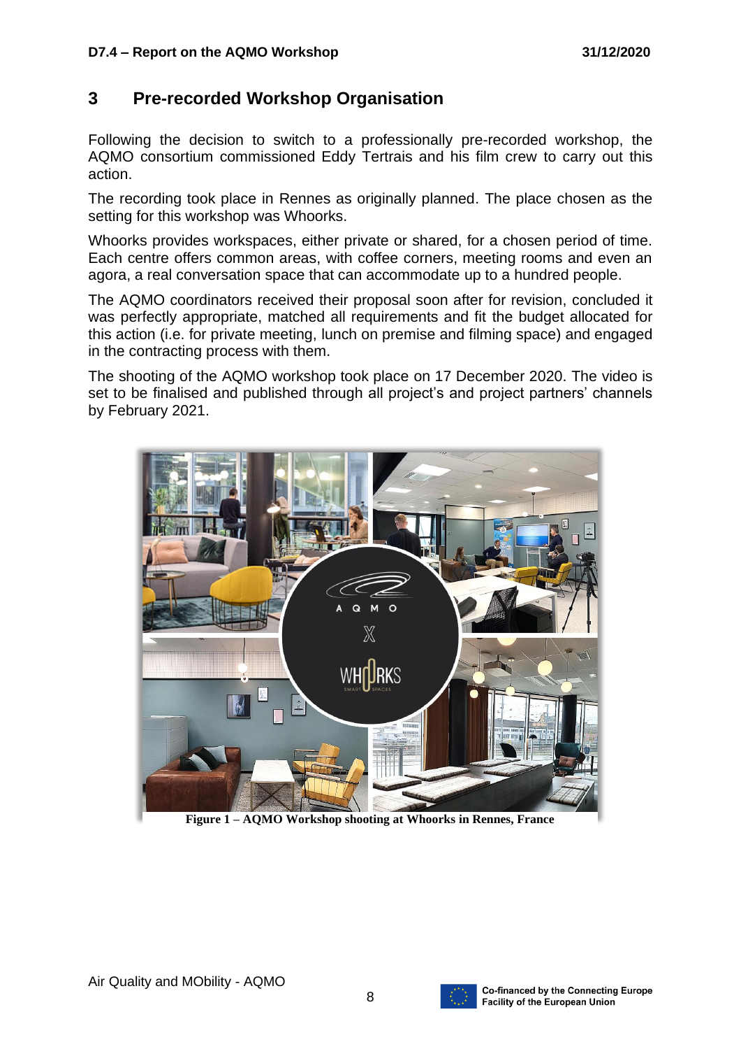# 3 Pre-recorded Workshop Organisation

Following the decision to switch to a professionally pre-recorded workshop, the AQMO consortium commissioned Eddy Tertrais and his film crew to carry out this action.

The recording took place in Rennes as originally planned. The place chosen as the setting for this workshop was Whoorks.

Whoorks provides workspaces, either private or shared, for a chosen period of time. Each centre offers common areas, with coffee corners, meeting rooms and even an agora, a real conversation space that can accommodate up to a hundred people.

The AQMO coordinators received their proposal soon after for revision, concluded it was perfectly appropriate, matched all requirements and fit the budget allocated for this action (i.e. for private meeting, lunch on premise and filming space) and engaged in the contracting process with them.

The shooting of the AQMO workshop took place on 17 December 2020. The video is set to be finalised and published through all project's and project partners' channels by February 2021.

**Figure 1 – AQMO Workshop shooting at Whoorks in Rennes, France**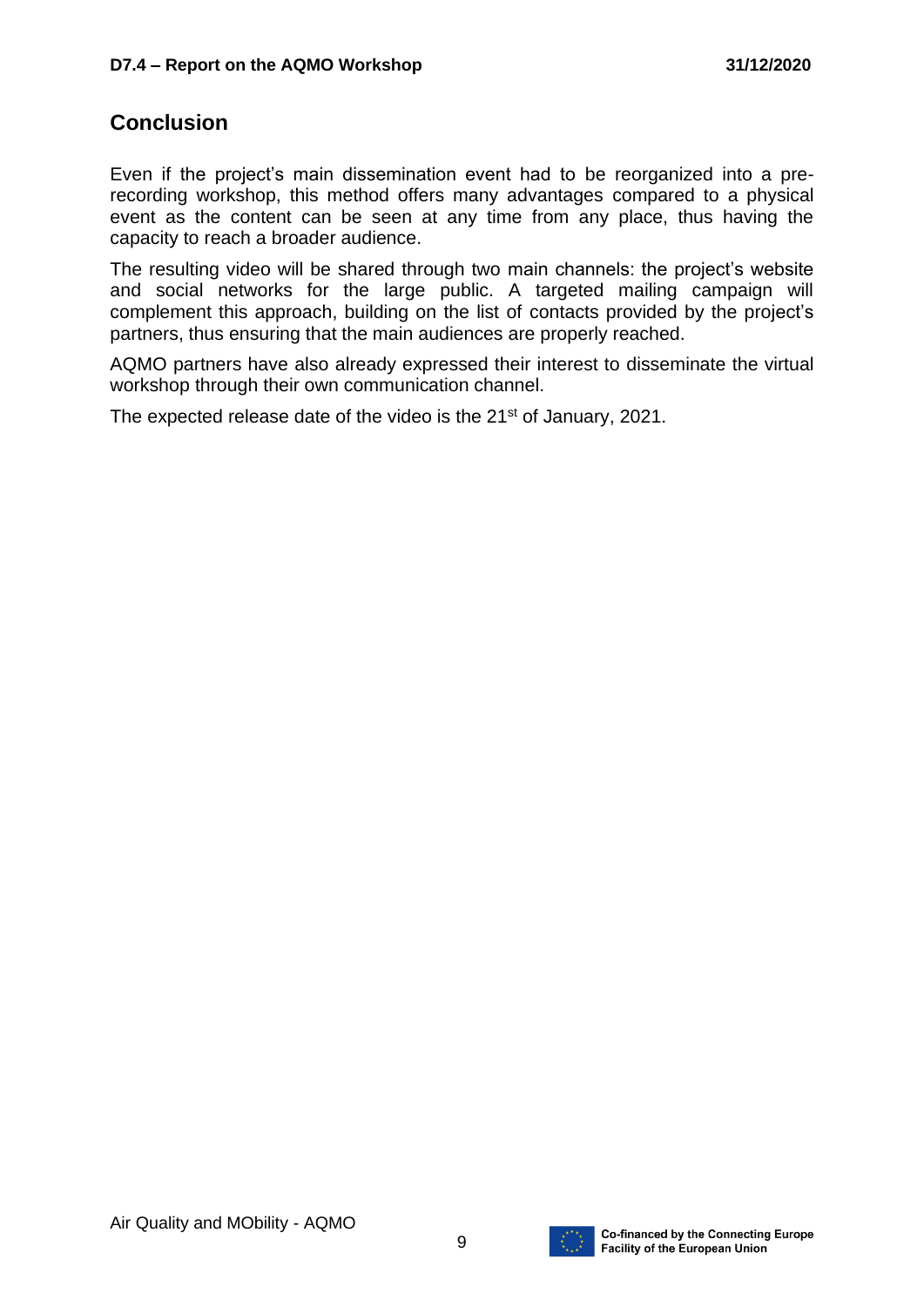## Conclusion

Even if the project's main dissemination event had to be reorganized into a pre-recording workshop, this method offers many advantages compared to a physical event as the content can be seen at any time from any place, thus having the capacity to reach a broader audience.

The resulting video will be shared through two main channels: the project's website and social networks for the large public. A targeted mailing campaign will complement this approach, building on the list of contacts provided by the project's partners, thus ensuring that the main audiences are properly reached.

AQMO partners have also already expressed their interest to disseminate the virtual workshop through their own communication channel.

The expected release date of the video is the 21st of January, 2021.